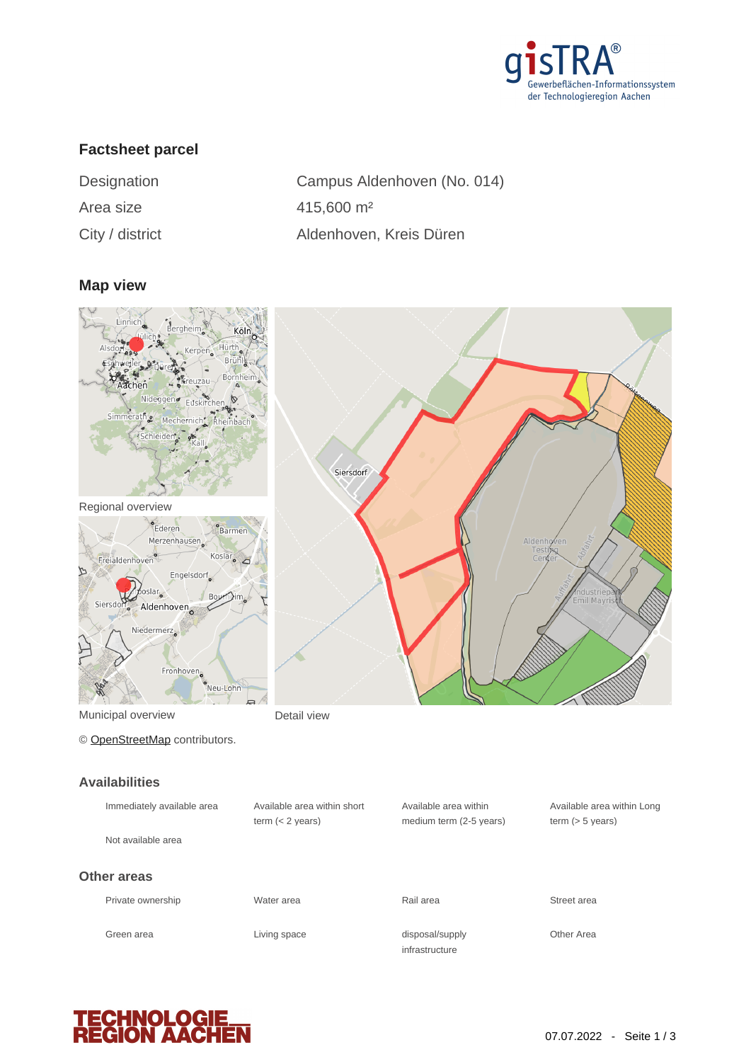## Factsheet parcel

| | |
|---|---|
| Designation | Campus Aldenhoven (No. 014) |
| Area size | 415,600 m² |
| City / district | Aldenhoven, Kreis Düren |

## Map view

Regional overview

Municipal overview

Detail view

© OpenStreetMap contributors.

## Availabilities

| | | | |
|---|---|---|---|
| Immediately available area | Available area within short term (< 2 years) | Available area within medium term (2-5 years) | Available area within Long term (> 5 years) |
| Not available area | | | |

## Other areas

| | | | |
|---|---|---|---|
| Private ownership | Water area | Rail area | Street area |
| Green area | Living space | disposal/supply infrastructure | Other Area |

07.07.2022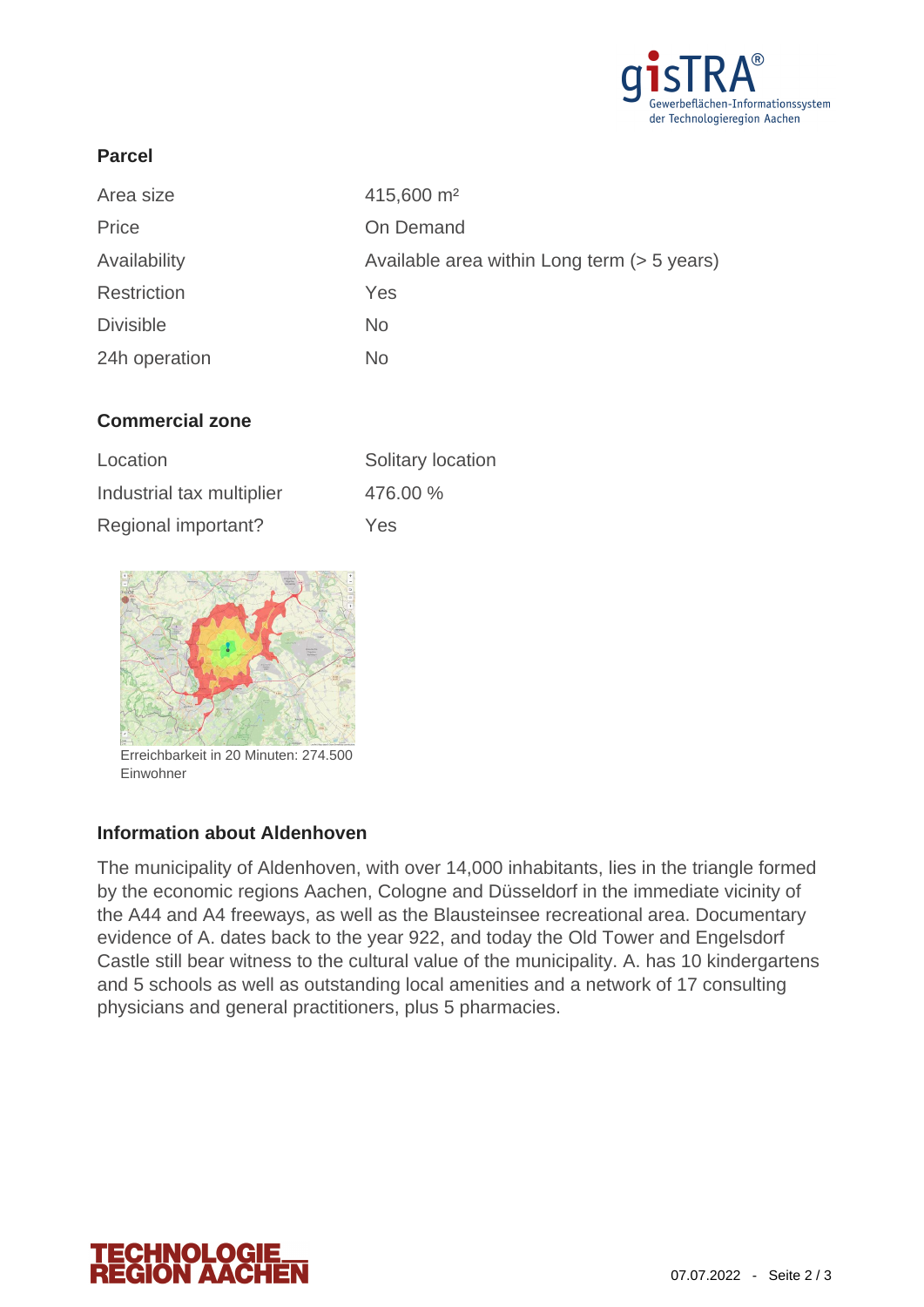## Parcel

| | |
|---|---|
| Area size | 415,600 m² |
| Price | On Demand |
| Availability | Available area within Long term (> 5 years) |
| Restriction | Yes |
| Divisible | No |
| 24h operation | No |

## Commercial zone

| | |
|---|---|
| Location | Solitary location |
| Industrial tax multiplier | 476.00 % |
| Regional important? | Yes |

Erreichbarkeit in 20 Minuten: 274.500 Einwohner

## Information about Aldenhoven

The municipality of Aldenhoven, with over 14,000 inhabitants, lies in the triangle formed by the economic regions Aachen, Cologne and Düsseldorf in the immediate vicinity of the A44 and A4 freeways, as well as the Blausteinsee recreational area. Documentary evidence of A. dates back to the year 922, and today the Old Tower and Engelsdorf Castle still bear witness to the cultural value of the municipality. A. has 10 kindergartens and 5 schools as well as outstanding local amenities and a network of 17 consulting physicians and general practitioners, plus 5 pharmacies.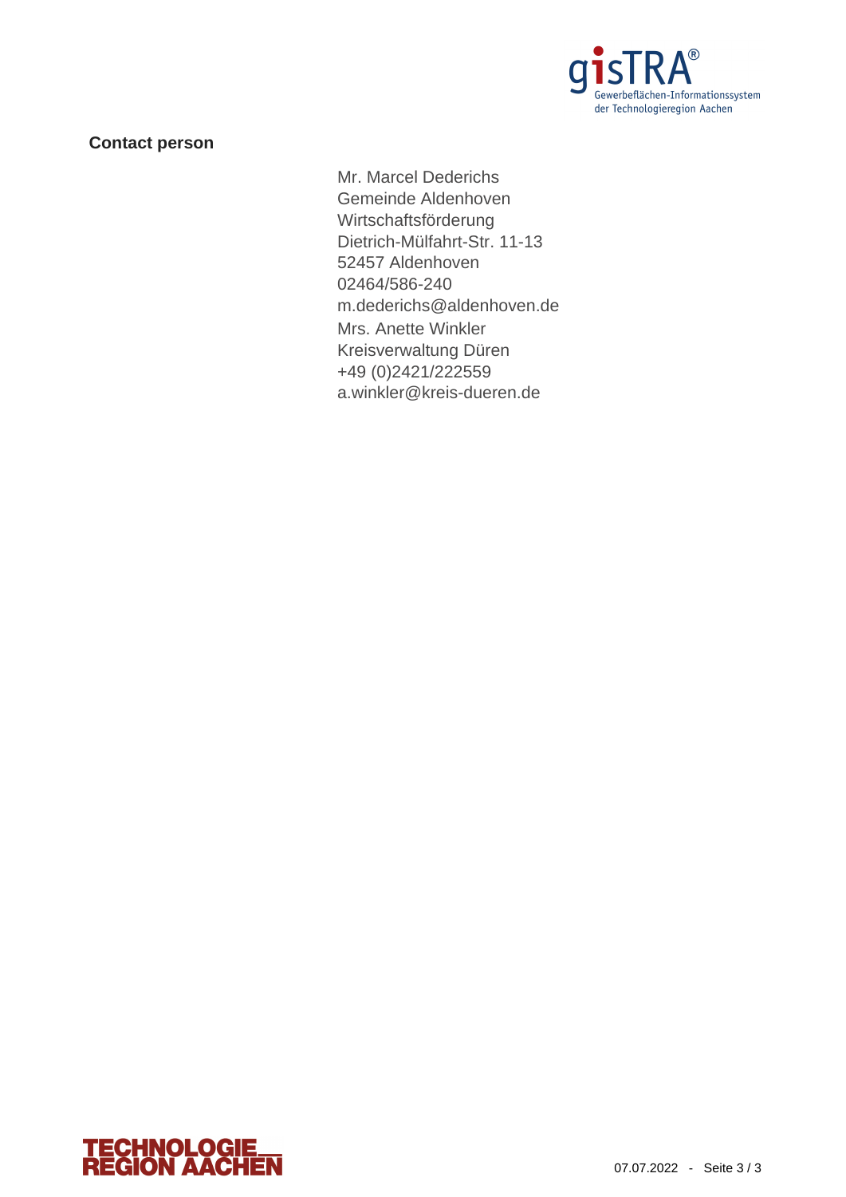**Contact person**

Mr. Marcel Dederichs
Gemeinde Aldenhoven
Wirtschaftsförderung
Dietrich-Mülfahrt-Str. 11-13
52457 Aldenhoven
02464/586-240
m.dederichs@aldenhoven.de
Mrs. Anette Winkler
Kreisverwaltung Düren
+49 (0)2421/222559
a.winkler@kreis-dueren.de